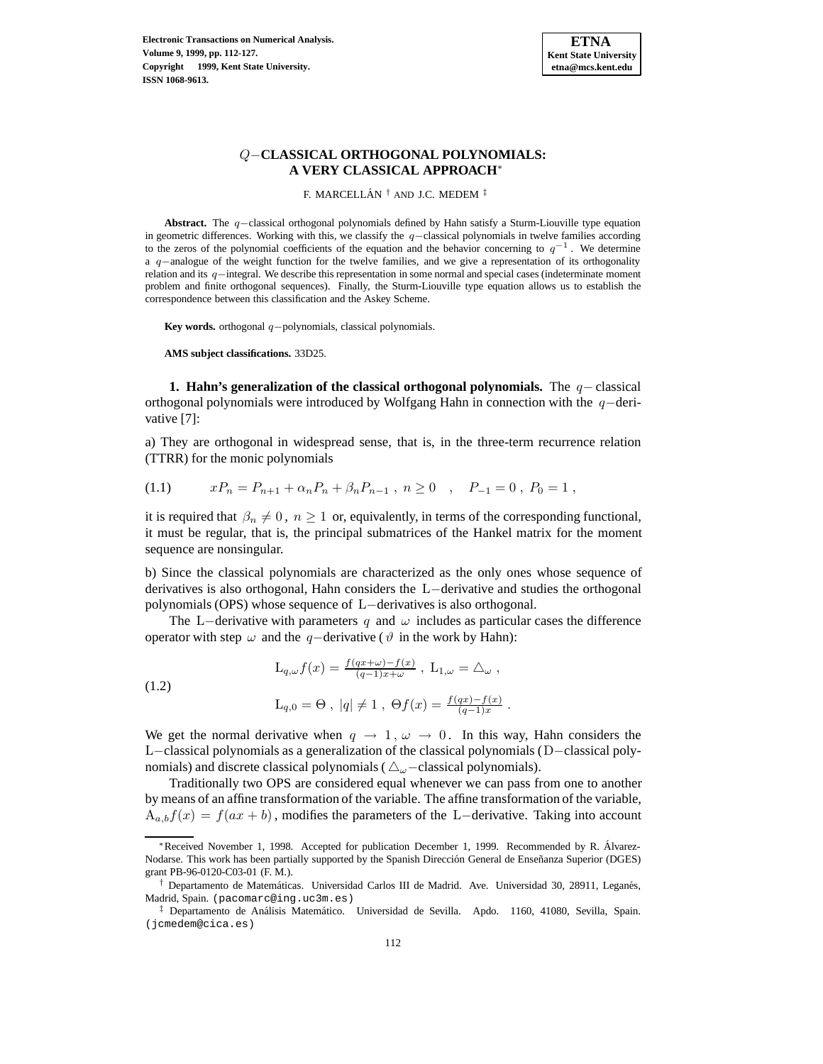# $Q-$CLASSICAL ORTHOGONAL POLYNOMIALS: A VERY CLASSICAL APPROACH*

F. MARCELLÁN † AND J.C. MEDEM ‡

**Abstract.** The $q-$classical orthogonal polynomials defined by Hahn satisfy a Sturm-Liouville type equation in geometric differences. Working with this, we classify the $q-$classical polynomials in twelve families according to the zeros of the polynomial coefficients of the equation and the behavior concerning to $q^{-1}$. We determine a $q-$analogue of the weight function for the twelve families, and we give a representation of its orthogonality relation and its $q-$integral. We describe this representation in some normal and special cases (indeterminate moment problem and finite orthogonal sequences). Finally, the Sturm-Liouville type equation allows us to establish the correspondence between this classification and the Askey Scheme.

**Key words.** orthogonal $q-$polynomials, classical polynomials.

**AMS subject classifications.** 33D25.

**1. Hahn's generalization of the classical orthogonal polynomials.** The $q-$ classical orthogonal polynomials were introduced by Wolfgang Hahn in connection with the $q-$derivative [7]:

a) They are orthogonal in widespread sense, that is, in the three-term recurrence relation (TTRR) for the monic polynomials

$$xP_n = P_{n+1} + \alpha_n P_n + \beta_n P_{n-1}\ ,\ n \geq 0 \quad , \quad P_{-1} = 0\ ,\ P_0 = 1\ , \tag{1.1}$$

it is required that $\beta_n \neq 0\ ,\ n \geq 1$ or, equivalently, in terms of the corresponding functional, it must be regular, that is, the principal submatrices of the Hankel matrix for the moment sequence are nonsingular.

b) Since the classical polynomials are characterized as the only ones whose sequence of derivatives is also orthogonal, Hahn considers the $\mathrm{L}-$derivative and studies the orthogonal polynomials (OPS) whose sequence of $\mathrm{L}-$derivatives is also orthogonal.

The $\mathrm{L}-$derivative with parameters $q$ and $\omega$ includes as particular cases the difference operator with step $\omega$ and the $q-$derivative ( $\vartheta$ in the work by Hahn):

$$\mathrm{L}_{q,\omega} f(x) = \frac{f(qx+\omega) - f(x)}{(q-1)x+\omega}\ ,\ \mathrm{L}_{1,\omega} = \triangle_\omega\ , \tag{1.2}$$

$$\mathrm{L}_{q,0} = \Theta\ ,\ |q| \neq 1\ ,\ \Theta f(x) = \frac{f(qx) - f(x)}{(q-1)x}\ .$$

We get the normal derivative when $q \to 1\ ,\ \omega \to 0$. In this way, Hahn considers the $\mathrm{L}-$classical polynomials as a generalization of the classical polynomials ($\mathrm{D}-$classical polynomials) and discrete classical polynomials ( $\triangle_\omega-$classical polynomials).

Traditionally two OPS are considered equal whenever we can pass from one to another by means of an affine transformation of the variable. The affine transformation of the variable, $\mathrm{A}_{a,b} f(x) = f(ax+b)$, modifies the parameters of the $\mathrm{L}-$derivative. Taking into account

---

*Received November 1, 1998. Accepted for publication December 1, 1999. Recommended by R. Álvarez-Nodarse. This work has been partially supported by the Spanish Dirección General de Enseñanza Superior (DGES) grant PB-96-0120-C03-01 (F. M.).

† Departamento de Matemáticas. Universidad Carlos III de Madrid. Ave. Universidad 30, 28911, Leganés, Madrid, Spain. (pacomarc@ing.uc3m.es)

‡ Departamento de Análisis Matemático. Universidad de Sevilla. Apdo. 1160, 41080, Sevilla, Spain. (jcmedem@cica.es)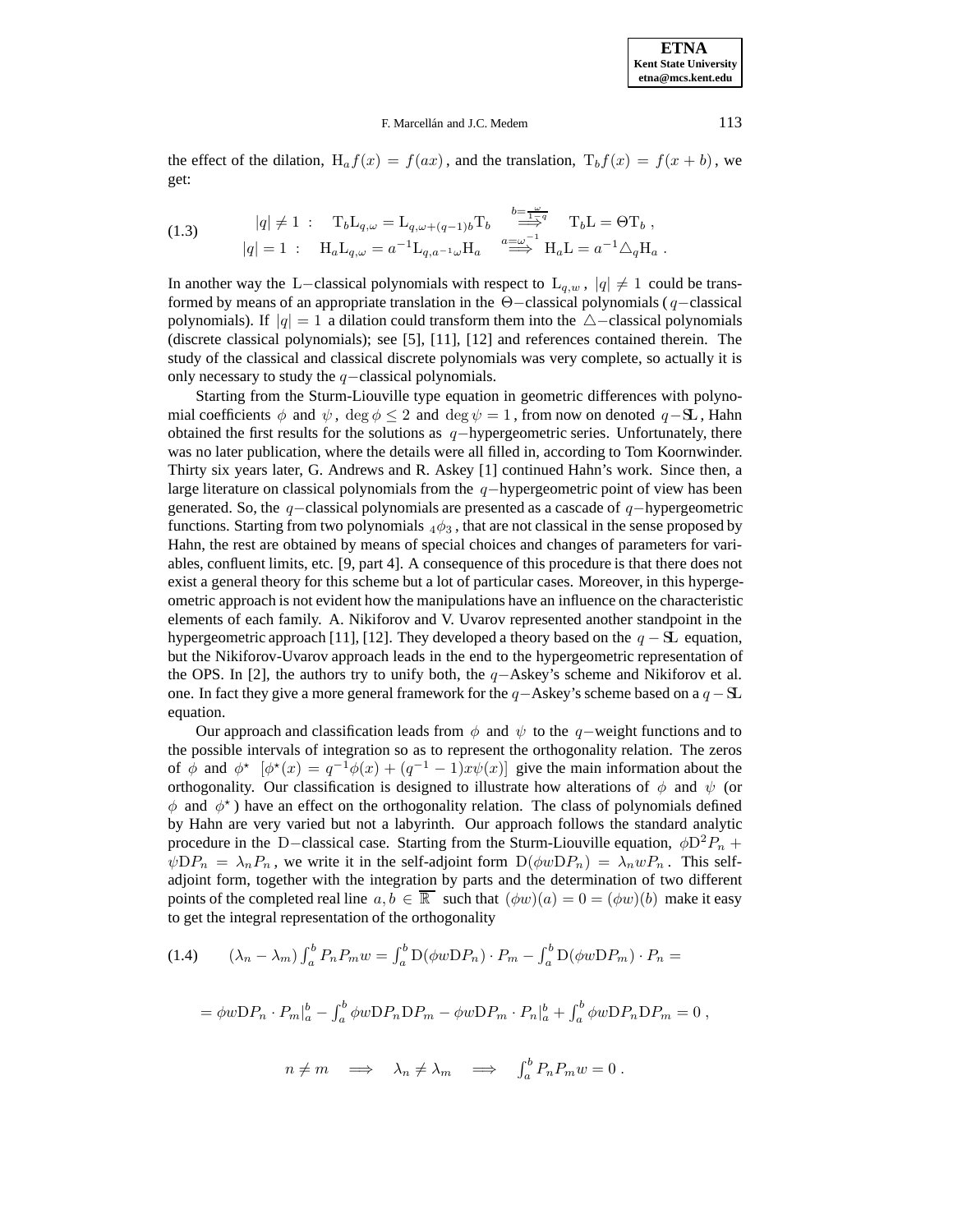the effect of the dilation, $\mathrm{H}_a f(x) = f(ax)$, and the translation, $\mathrm{T}_b f(x) = f(x+b)$, we get:

$$
(1.3)\qquad
\begin{array}{ll}
|q| \neq 1 \; : \quad \mathrm{T}_b \mathrm{L}_{q,\omega} = \mathrm{L}_{q,\omega+(q-1)b} \mathrm{T}_b & \overset{b=\frac{\omega}{1-q}}{\Longrightarrow} \quad \mathrm{T}_b \mathrm{L} = \Theta \mathrm{T}_b \; , \\
|q| = 1 \; : \quad \mathrm{H}_a \mathrm{L}_{q,\omega} = a^{-1} \mathrm{L}_{q,a^{-1}\omega} \mathrm{H}_a & \overset{a=\omega^{-1}}{\Longrightarrow} \mathrm{H}_a \mathrm{L} = a^{-1} \triangle_q \mathrm{H}_a \; .
\end{array}
$$

In another way the $\mathrm{L}-$classical polynomials with respect to $\mathrm{L}_{q,w}$, $|q| \neq 1$ could be transformed by means of an appropriate translation in the $\Theta-$classical polynomials ($q-$classical polynomials). If $|q| = 1$ a dilation could transform them into the $\triangle-$classical polynomials (discrete classical polynomials); see [5], [11], [12] and references contained therein. The study of the classical and classical discrete polynomials was very complete, so actually it is only necessary to study the $q-$classical polynomials.

Starting from the Sturm-Liouville type equation in geometric differences with polynomial coefficients $\phi$ and $\psi$, $\deg \phi \leq 2$ and $\deg \psi = 1$, from now on denoted $q-$SL, Hahn obtained the first results for the solutions as $q-$hypergeometric series. Unfortunately, there was no later publication, where the details were all filled in, according to Tom Koornwinder. Thirty six years later, G. Andrews and R. Askey [1] continued Hahn's work. Since then, a large literature on classical polynomials from the $q-$hypergeometric point of view has been generated. So, the $q-$classical polynomials are presented as a cascade of $q-$hypergeometric functions. Starting from two polynomials ${}_4\phi_3$, that are not classical in the sense proposed by Hahn, the rest are obtained by means of special choices and changes of parameters for variables, confluent limits, etc. [9, part 4]. A consequence of this procedure is that there does not exist a general theory for this scheme but a lot of particular cases. Moreover, in this hypergeometric approach is not evident how the manipulations have an influence on the characteristic elements of each family. A. Nikiforov and V. Uvarov represented another standpoint in the hypergeometric approach [11], [12]. They developed a theory based on the $q-$SL equation, but the Nikiforov-Uvarov approach leads in the end to the hypergeometric representation of the OPS. In [2], the authors try to unify both, the $q-$Askey's scheme and Nikiforov et al. one. In fact they give a more general framework for the $q-$Askey's scheme based on a $q-$SL equation.

Our approach and classification leads from $\phi$ and $\psi$ to the $q-$weight functions and to the possible intervals of integration so as to represent the orthogonality relation. The zeros of $\phi$ and $\phi^\star$ $[\phi^\star(x) = q^{-1}\phi(x) + (q^{-1}-1)x\psi(x)]$ give the main information about the orthogonality. Our classification is designed to illustrate how alterations of $\phi$ and $\psi$ (or $\phi$ and $\phi^\star$) have an effect on the orthogonality relation. The class of polynomials defined by Hahn are very varied but not a labyrinth. Our approach follows the standard analytic procedure in the $\mathrm{D}-$classical case. Starting from the Sturm-Liouville equation, $\phi \mathrm{D}^2 P_n + \psi \mathrm{D} P_n = \lambda_n P_n$, we write it in the self-adjoint form $\mathrm{D}(\phi w \mathrm{D} P_n) = \lambda_n w P_n$. This self-adjoint form, together with the integration by parts and the determination of two different points of the completed real line $a, b \in \overline{\mathbb{R}}$ such that $(\phi w)(a) = 0 = (\phi w)(b)$ make it easy to get the integral representation of the orthogonality

$$
(1.4)\qquad (\lambda_n - \lambda_m) \int_a^b P_n P_m w = \int_a^b \mathrm{D}(\phi w \mathrm{D} P_n) \cdot P_m - \int_a^b \mathrm{D}(\phi w \mathrm{D} P_m) \cdot P_n =
$$

$$
= \phi w \mathrm{D} P_n \cdot P_m |_a^b - \int_a^b \phi w \mathrm{D} P_n \mathrm{D} P_m - \phi w \mathrm{D} P_m \cdot P_n |_a^b + \int_a^b \phi w \mathrm{D} P_n \mathrm{D} P_m = 0 \; ,
$$

$$
n \neq m \quad \Longrightarrow \quad \lambda_n \neq \lambda_m \quad \Longrightarrow \quad \int_a^b P_n P_m w = 0 \; .
$$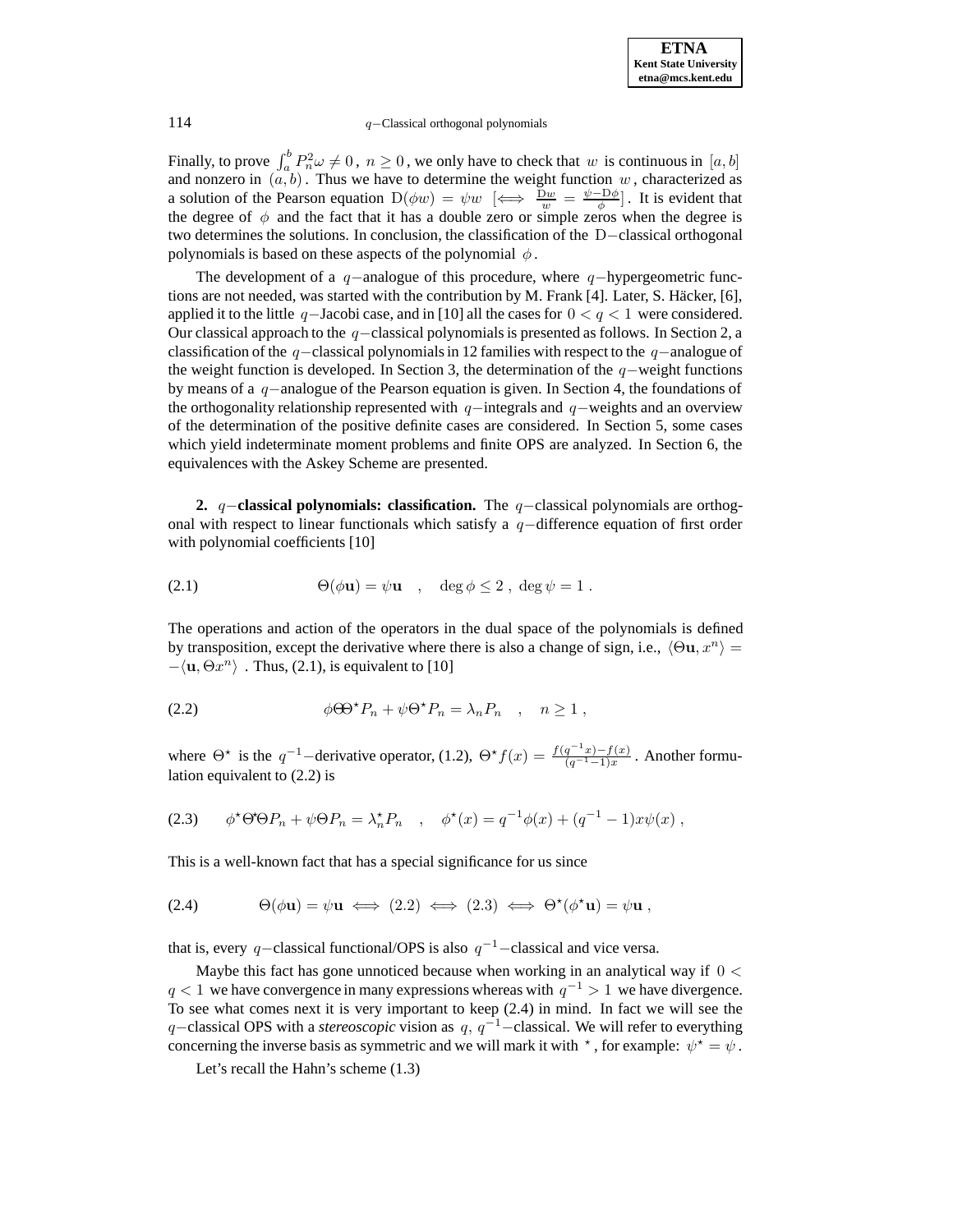Finally, to prove $\int_a^b P_n^2 \omega \neq 0$, $n \geq 0$, we only have to check that $w$ is continuous in $[a,b]$ and nonzero in $(a,b)$. Thus we have to determine the weight function $w$, characterized as a solution of the Pearson equation $\mathrm{D}(\phi w) = \psi w$ $[\iff \frac{\mathrm{D}w}{w} = \frac{\psi - \mathrm{D}\phi}{\phi}]$. It is evident that the degree of $\phi$ and the fact that it has a double zero or simple zeros when the degree is two determines the solutions. In conclusion, the classification of the $\mathrm{D}-$classical orthogonal polynomials is based on these aspects of the polynomial $\phi$.

The development of a $q-$analogue of this procedure, where $q-$hypergeometric functions are not needed, was started with the contribution by M. Frank [4]. Later, S. Häcker, [6], applied it to the little $q-$Jacobi case, and in [10] all the cases for $0 < q < 1$ were considered. Our classical approach to the $q-$classical polynomials is presented as follows. In Section 2, a classification of the $q-$classical polynomials in 12 families with respect to the $q-$analogue of the weight function is developed. In Section 3, the determination of the $q-$weight functions by means of a $q-$analogue of the Pearson equation is given. In Section 4, the foundations of the orthogonality relationship represented with $q-$integrals and $q-$weights and an overview of the determination of the positive definite cases are considered. In Section 5, some cases which yield indeterminate moment problems and finite OPS are analyzed. In Section 6, the equivalences with the Askey Scheme are presented.

## 2. $q-$classical polynomials: classification.

The $q-$classical polynomials are orthogonal with respect to linear functionals which satisfy a $q-$difference equation of first order with polynomial coefficients [10]

$$\Theta(\phi \mathbf{u}) = \psi \mathbf{u} \quad , \quad \deg \phi \leq 2 \ , \ \deg \psi = 1 \ . \tag{2.1}$$

The operations and action of the operators in the dual space of the polynomials is defined by transposition, except the derivative where there is also a change of sign, i.e., $\langle \Theta \mathbf{u}, x^n \rangle = -\langle \mathbf{u}, \Theta x^n \rangle$. Thus, (2.1), is equivalent to [10]

$$\phi \Theta \Theta^\star P_n + \psi \Theta^\star P_n = \lambda_n P_n \quad , \quad n \geq 1 \ , \tag{2.2}$$

where $\Theta^\star$ is the $q^{-1}-$derivative operator, (1.2), $\Theta^\star f(x) = \frac{f(q^{-1}x) - f(x)}{(q^{-1}-1)x}$. Another formulation equivalent to (2.2) is

$$\phi^\star \Theta^\star \Theta P_n + \psi \Theta P_n = \lambda_n^\star P_n \quad , \quad \phi^\star(x) = q^{-1}\phi(x) + (q^{-1}-1)x\psi(x) \ , \tag{2.3}$$

This is a well-known fact that has a special significance for us since

$$\Theta(\phi \mathbf{u}) = \psi \mathbf{u} \iff (2.2) \iff (2.3) \iff \Theta^\star(\phi^\star \mathbf{u}) = \psi \mathbf{u} \ , \tag{2.4}$$

that is, every $q-$classical functional/OPS is also $q^{-1}-$classical and vice versa.

Maybe this fact has gone unnoticed because when working in an analytical way if $0 < q < 1$ we have convergence in many expressions whereas with $q^{-1} > 1$ we have divergence. To see what comes next it is very important to keep (2.4) in mind. In fact we will see the $q-$classical OPS with a *stereoscopic* vision as $q$, $q^{-1}-$classical. We will refer to everything concerning the inverse basis as symmetric and we will mark it with $^\star$, for example: $\psi^\star = \psi$.

Let's recall the Hahn's scheme (1.3)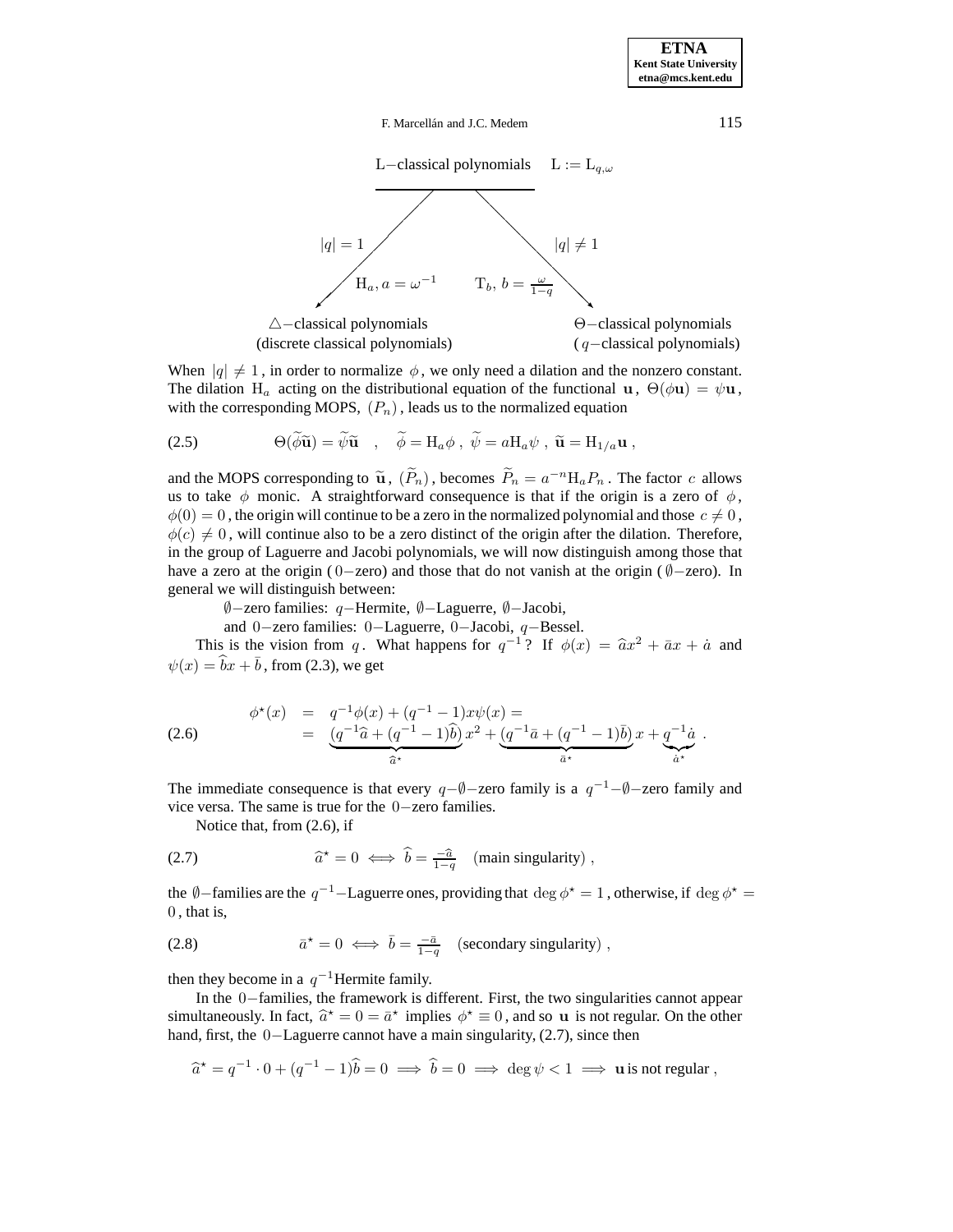L−classical polynomials $\quad \mathrm{L} := \mathrm{L}_{q,\omega}$

$|q| = 1$

$|q| \neq 1$

$\mathrm{H}_a,\, a = \omega^{-1}$

$\mathrm{T}_b,\, b = \frac{\omega}{1-q}$

$\triangle$−classical polynomials
(discrete classical polynomials)

$\Theta$−classical polynomials
($q$−classical polynomials)

When $|q| \neq 1$, in order to normalize $\phi$, we only need a dilation and the nonzero constant. The dilation $\mathrm{H}_a$ acting on the distributional equation of the functional $\mathbf{u}$, $\Theta(\phi\mathbf{u}) = \psi\mathbf{u}$, with the corresponding MOPS, $(P_n)$, leads us to the normalized equation

$$\Theta(\widetilde{\phi}\widetilde{\mathbf{u}}) = \widetilde{\psi}\widetilde{\mathbf{u}} \quad , \quad \widetilde{\phi} = \mathrm{H}_a\phi \,,\; \widetilde{\psi} = a\mathrm{H}_a\psi \,,\; \widetilde{\mathbf{u}} = \mathrm{H}_{1/a}\mathbf{u} \,, \tag{2.5}$$

and the MOPS corresponding to $\widetilde{\mathbf{u}}$, $(\widetilde{P}_n)$, becomes $\widetilde{P}_n = a^{-n}\mathrm{H}_a P_n$. The factor $c$ allows us to take $\phi$ monic. A straightforward consequence is that if the origin is a zero of $\phi$, $\phi(0) = 0$, the origin will continue to be a zero in the normalized polynomial and those $c \neq 0$, $\phi(c) \neq 0$, will continue also to be a zero distinct of the origin after the dilation. Therefore, in the group of Laguerre and Jacobi polynomials, we will now distinguish among those that have a zero at the origin ($0-$zero) and those that do not vanish at the origin ($\emptyset-$zero). In general we will distinguish between:

$\emptyset-$zero families: $q-$Hermite, $\emptyset-$Laguerre, $\emptyset-$Jacobi,

and $0-$zero families: $0-$Laguerre, $0-$Jacobi, $q-$Bessel.

This is the vision from $q$. What happens for $q^{-1}$? If $\phi(x) = \widehat{a}x^2 + \bar{a}x + \dot{a}$ and $\psi(x) = \widehat{b}x + \bar{b}$, from (2.3), we get

$$\begin{aligned} \phi^{\star}(x) &= q^{-1}\phi(x) + (q^{-1}-1)x\psi(x) = \\ &= \underbrace{(q^{-1}\widehat{a} + (q^{-1}-1)\widehat{b})}_{\widehat{a}^{\star}}x^2 + \underbrace{(q^{-1}\bar{a} + (q^{-1}-1)\bar{b})}_{\bar{a}^{\star}}x + \underbrace{q^{-1}\dot{a}}_{\dot{a}^{\star}} \,. \end{aligned} \tag{2.6}$$

The immediate consequence is that every $q-\emptyset-$zero family is a $q^{-1}-\emptyset-$zero family and vice versa. The same is true for the $0-$zero families.

Notice that, from (2.6), if

$$\widehat{a}^{\star} = 0 \iff \widehat{b} = \tfrac{-\widehat{a}}{1-q} \quad \text{(main singularity)}\,, \tag{2.7}$$

the $\emptyset-$families are the $q^{-1}-$Laguerre ones, providing that $\deg\phi^{\star} = 1$, otherwise, if $\deg\phi^{\star} = 0$, that is,

$$\bar{a}^{\star} = 0 \iff \bar{b} = \tfrac{-\bar{a}}{1-q} \quad \text{(secondary singularity)}\,, \tag{2.8}$$

then they become in a $q^{-1}$Hermite family.

In the $0-$families, the framework is different. First, the two singularities cannot appear simultaneously. In fact, $\widehat{a}^{\star} = 0 = \bar{a}^{\star}$ implies $\phi^{\star} \equiv 0$, and so $\mathbf{u}$ is not regular. On the other hand, first, the $0-$Laguerre cannot have a main singularity, (2.7), since then

$$\widehat{a}^{\star} = q^{-1}\cdot 0 + (q^{-1}-1)\widehat{b} = 0 \implies \widehat{b} = 0 \implies \deg\psi < 1 \implies \mathbf{u} \text{ is not regular}\,,$$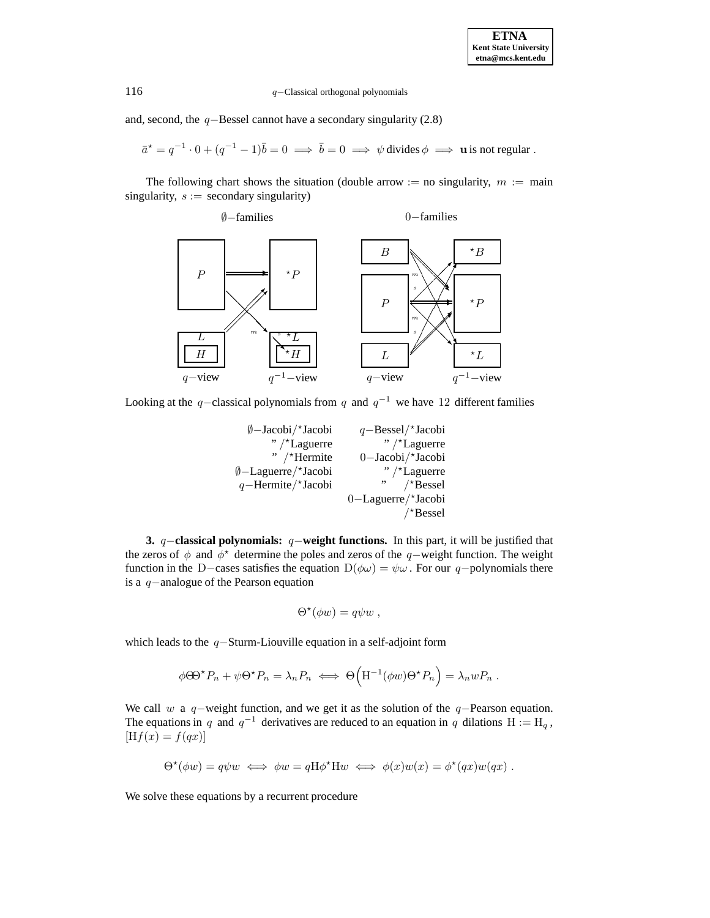and, second, the $q-$Bessel cannot have a secondary singularity (2.8)

$$\bar{a}^\star = q^{-1}\cdot 0 + (q^{-1}-1)\bar{b} = 0 \implies \bar{b} = 0 \implies \psi \text{ divides } \phi \implies \mathbf{u} \text{ is not regular} .$$

The following chart shows the situation (double arrow := no singularity, $m$ := main singularity, $s$ := secondary singularity)

$\emptyset-$families

$0-$families

$P$ $\quad {}^\star P$

$L$ $\quad H$ $\quad {}^\star L$ $\quad {}^\star H$

$m$ $\quad s$

$q-$view $\quad q^{-1}-$view

$B$ $\quad {}^\star B$

$P$ $\quad {}^\star P$

$L$ $\quad {}^\star L$

$m$ $\quad s$ $\quad m$ $\quad s$

$q-$view $\quad q^{-1}-$view

Looking at the $q-$classical polynomials from $q$ and $q^{-1}$ we have $12$ different families

| | |
|---|---|
| $\emptyset-$Jacobi/${}^\star$Jacobi | $q-$Bessel/${}^\star$Jacobi |
| " /${}^\star$Laguerre | " /${}^\star$Laguerre |
| " /${}^\star$Hermite | $0-$Jacobi/${}^\star$Jacobi |
| $\emptyset-$Laguerre/${}^\star$Jacobi | " /${}^\star$Laguerre |
| $q-$Hermite/${}^\star$Jacobi | " /${}^\star$Bessel |
| | $0-$Laguerre/${}^\star$Jacobi |
| | /${}^\star$Bessel |

**3. $q-$classical polynomials: $q-$weight functions.** In this part, it will be justified that the zeros of $\phi$ and $\phi^\star$ determine the poles and zeros of the $q-$weight function. The weight function in the $\mathrm{D}-$cases satisfies the equation $\mathrm{D}(\phi\omega) = \psi\omega$. For our $q-$polynomials there is a $q-$analogue of the Pearson equation

$$\Theta^\star(\phi w) = q\psi w ,$$

which leads to the $q-$Sturm-Liouville equation in a self-adjoint form

$$\phi\Theta\Theta^\star P_n + \psi\Theta^\star P_n = \lambda_n P_n \iff \Theta\Big(\mathrm{H}^{-1}(\phi w)\Theta^\star P_n\Big) = \lambda_n w P_n .$$

We call $w$ a $q-$weight function, and we get it as the solution of the $q-$Pearson equation. The equations in $q$ and $q^{-1}$ derivatives are reduced to an equation in $q$ dilations $\mathrm{H} := \mathrm{H}_q$, $[\mathrm{H}f(x) = f(qx)]$

$$\Theta^\star(\phi w) = q\psi w \iff \phi w = q\mathrm{H}\phi^\star \mathrm{H} w \iff \phi(x)w(x) = \phi^\star(qx)w(qx) .$$

We solve these equations by a recurrent procedure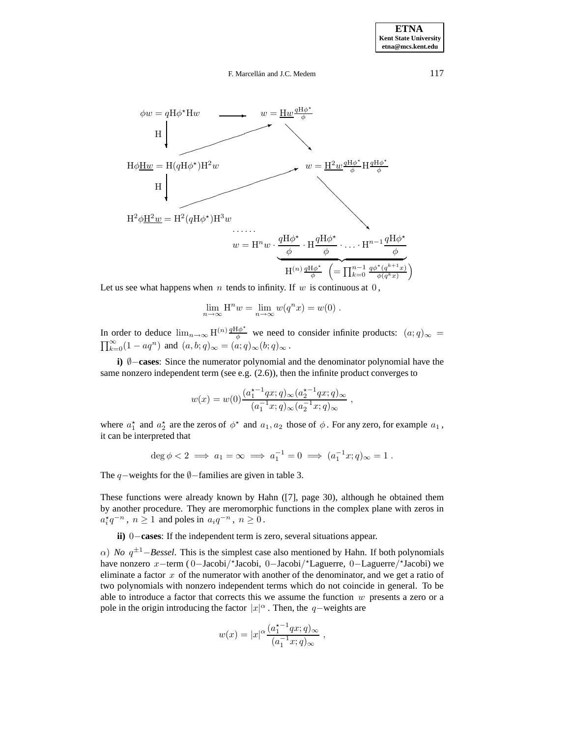$$\phi w = q\mathrm{H}\phi^\star \mathrm{H}w \longrightarrow w = \underline{\mathrm{H}w}\,\frac{q\mathrm{H}\phi^\star}{\phi}$$

$$\mathrm{H}\phi\underline{\mathrm{H}w} = \mathrm{H}(q\mathrm{H}\phi^\star)\mathrm{H}^2 w \longrightarrow w = \underline{\mathrm{H}^2 w}\,\frac{q\mathrm{H}\phi^\star}{\phi}\,\mathrm{H}\frac{q\mathrm{H}\phi^\star}{\phi}$$

$$\mathrm{H}^2\phi\underline{\mathrm{H}^2 w} = \mathrm{H}^2(q\mathrm{H}\phi^\star)\mathrm{H}^3 w$$

$$\ldots\ldots$$

$$w = \mathrm{H}^n w \cdot \underbrace{\frac{q\mathrm{H}\phi^\star}{\phi}\cdot \mathrm{H}\frac{q\mathrm{H}\phi^\star}{\phi}\cdot \ldots \cdot \mathrm{H}^{n-1}\frac{q\mathrm{H}\phi^\star}{\phi}}_{\mathrm{H}^{(n)}\frac{q\mathrm{H}\phi^\star}{\phi}\ \left(=\prod_{k=0}^{n-1}\frac{q\phi^\star(q^{k+1}x)}{\phi(q^k x)}\right)}$$

Let us see what happens when $n$ tends to infinity. If $w$ is continuous at $0$,

$$\lim_{n\to\infty} \mathrm{H}^n w = \lim_{n\to\infty} w(q^n x) = w(0) .$$

In order to deduce $\lim_{n\to\infty} \mathrm{H}^{(n)}\frac{q\mathrm{H}\phi^\star}{\phi}$ we need to consider infinite products: $(a;q)_\infty = \prod_{k=0}^{\infty}(1-aq^n)$ and $(a,b;q)_\infty = (a;q)_\infty(b;q)_\infty$.

**i)** $\emptyset-$**cases**: Since the numerator polynomial and the denominator polynomial have the same nonzero independent term (see e.g. (2.6)), then the infinite product converges to

$$w(x) = w(0)\frac{(a_1^{\star -1}qx;q)_\infty (a_2^{\star -1}qx;q)_\infty}{(a_1^{-1}x;q)_\infty (a_2^{-1}x;q)_\infty} ,$$

where $a_1^\star$ and $a_2^\star$ are the zeros of $\phi^\star$ and $a_1, a_2$ those of $\phi$. For any zero, for example $a_1$, it can be interpreted that

$$\deg\phi < 2 \implies a_1 = \infty \implies a_1^{-1} = 0 \implies (a_1^{-1}x;q)_\infty = 1 .$$

The $q-$weights for the $\emptyset-$families are given in table 3.

These functions were already known by Hahn ([7], page 30), although he obtained them by another procedure. They are meromorphic functions in the complex plane with zeros in $a_i^\star q^{-n}$, $n \geq 1$ and poles in $a_i q^{-n}$, $n \geq 0$.

**ii)** $0-$**cases**: If the independent term is zero, several situations appear.

$\alpha)$ *No* $q^{\pm 1}$*−Bessel*. This is the simplest case also mentioned by Hahn. If both polynomials have nonzero $x-$term ($0-$Jacobi/$^\star$Jacobi, $0-$Jacobi/$^\star$Laguerre, $0-$Laguerre/$^\star$Jacobi) we eliminate a factor $x$ of the numerator with another of the denominator, and we get a ratio of two polynomials with nonzero independent terms which do not coincide in general. To be able to introduce a factor that corrects this we assume the function $w$ presents a zero or a pole in the origin introducing the factor $|x|^\alpha$. Then, the $q-$weights are

$$w(x) = |x|^\alpha \frac{(a_1^{\star -1}qx;q)_\infty}{(a_1^{-1}x;q)_\infty} ,$$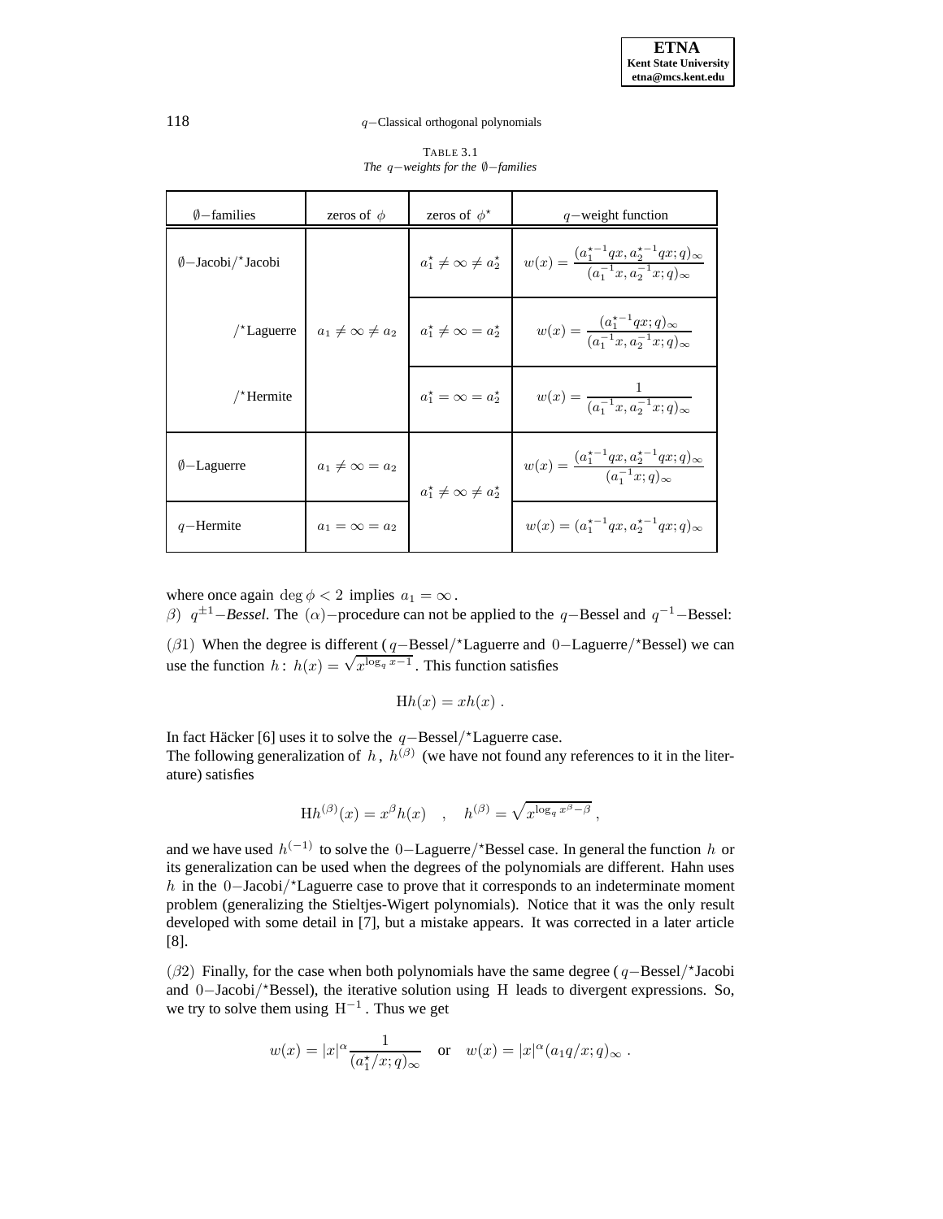TABLE 3.1
*The $q-$weights for the $\emptyset-$families*

| $\emptyset-$families | zeros of $\phi$ | zeros of $\phi^\star$ | $q-$weight function |
|---|---|---|---|
| $\emptyset-$Jacobi/$^\star$Jacobi | $a_1 \neq \infty \neq a_2$ | $a_1^\star \neq \infty \neq a_2^\star$ | $w(x) = \dfrac{(a_1^{\star-1}qx, a_2^{\star-1}qx; q)_\infty}{(a_1^{-1}x, a_2^{-1}x; q)_\infty}$ |
| /$^\star$Laguerre | $a_1 \neq \infty \neq a_2$ | $a_1^\star \neq \infty = a_2^\star$ | $w(x) = \dfrac{(a_1^{\star-1}qx; q)_\infty}{(a_1^{-1}x, a_2^{-1}x; q)_\infty}$ |
| /$^\star$Hermite | $a_1 \neq \infty \neq a_2$ | $a_1^\star = \infty = a_2^\star$ | $w(x) = \dfrac{1}{(a_1^{-1}x, a_2^{-1}x; q)_\infty}$ |
| $\emptyset-$Laguerre | $a_1 \neq \infty = a_2$ | $a_1^\star \neq \infty \neq a_2^\star$ | $w(x) = \dfrac{(a_1^{\star-1}qx, a_2^{\star-1}qx; q)_\infty}{(a_1^{-1}x; q)_\infty}$ |
| $q-$Hermite | $a_1 = \infty = a_2$ | $a_1^\star \neq \infty \neq a_2^\star$ | $w(x) = (a_1^{\star-1}qx, a_2^{\star-1}qx; q)_\infty$ |

where once again $\deg \phi < 2$ implies $a_1 = \infty$.

$\beta)$ $q^{\pm 1}-$*Bessel*. The $(\alpha)-$procedure can not be applied to the $q-$Bessel and $q^{-1}-$Bessel:

$(\beta 1)$ When the degree is different ($q-$Bessel/$^\star$Laguerre and $0-$Laguerre/$^\star$Bessel) we can use the function $h$: $h(x) = \sqrt{x^{\log_q x - 1}}$. This function satisfies

$$\mathrm{H}h(x) = xh(x) \ .$$

In fact Häcker [6] uses it to solve the $q-$Bessel/$^\star$Laguerre case.
The following generalization of $h$, $h^{(\beta)}$ (we have not found any references to it in the literature) satisfies

$$\mathrm{H}h^{(\beta)}(x) = x^\beta h(x) \quad , \quad h^{(\beta)} = \sqrt{x^{\log_q x^\beta - \beta}} \ ,$$

and we have used $h^{(-1)}$ to solve the $0-$Laguerre/$^\star$Bessel case. In general the function $h$ or its generalization can be used when the degrees of the polynomials are different. Hahn uses $h$ in the $0-$Jacobi/$^\star$Laguerre case to prove that it corresponds to an indeterminate moment problem (generalizing the Stieltjes-Wigert polynomials). Notice that it was the only result developed with some detail in [7], but a mistake appears. It was corrected in a later article [8].

$(\beta 2)$ Finally, for the case when both polynomials have the same degree ($q-$Bessel/$^\star$Jacobi and $0-$Jacobi/$^\star$Bessel), the iterative solution using $\mathrm{H}$ leads to divergent expressions. So, we try to solve them using $\mathrm{H}^{-1}$. Thus we get

$$w(x) = |x|^\alpha \frac{1}{(a_1^\star/x; q)_\infty} \quad \text{or} \quad w(x) = |x|^\alpha (a_1 q/x; q)_\infty \ .$$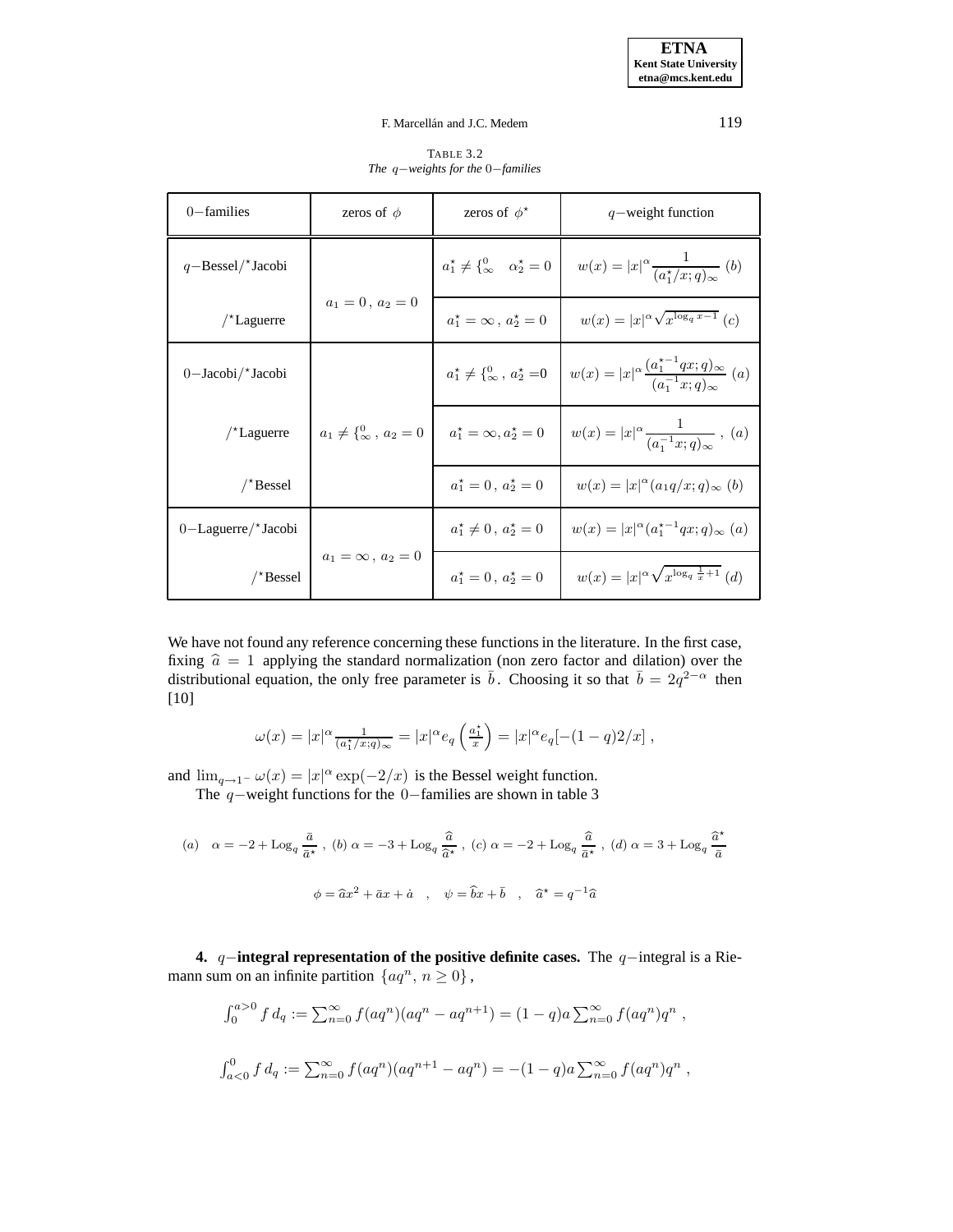TABLE 3.2
*The $q-$weights for the $0-$families*

| $0-$families | zeros of $\phi$ | zeros of $\phi^\star$ | $q-$weight function |
|---|---|---|---|
| $q-$Bessel/$^\star$Jacobi | $a_1 = 0\,,\ a_2 = 0$ | $a_1^\star \neq \{^0_\infty \quad \alpha_2^\star = 0$ | $w(x) = \|x\|^\alpha \dfrac{1}{(a_1^\star/x;q)_\infty}$ $(b)$ |
| /$^\star$Laguerre | | $a_1^\star = \infty\,,\ a_2^\star = 0$ | $w(x) = \|x\|^\alpha \sqrt{x^{\log_q x - 1}}$ $(c)$ |
| $0-$Jacobi/$^\star$Jacobi | $a_1 \neq \{^0_\infty\,,\ a_2 = 0$ | $a_1^\star \neq \{^0_\infty\,,\ a_2^\star = 0$ | $w(x) = \|x\|^\alpha \dfrac{(a_1^{\star -1} qx;q)_\infty}{(a_1^{-1}x;q)_\infty}$ $(a)$ |
| /$^\star$Laguerre | | $a_1^\star = \infty, a_2^\star = 0$ | $w(x) = \|x\|^\alpha \dfrac{1}{(a_1^{-1}x;q)_\infty}$ , $(a)$ |
| /$^\star$Bessel | | $a_1^\star = 0\,,\ a_2^\star = 0$ | $w(x) = \|x\|^\alpha (a_1 q/x;q)_\infty$ $(b)$ |
| $0-$Laguerre/$^\star$Jacobi | $a_1 = \infty\,,\ a_2 = 0$ | $a_1^\star \neq 0\,,\ a_2^\star = 0$ | $w(x) = \|x\|^\alpha (a_1^{\star -1} qx;q)_\infty$ $(a)$ |
| /$^\star$Bessel | | $a_1^\star = 0\,,\ a_2^\star = 0$ | $w(x) = \|x\|^\alpha \sqrt{x^{\log_q \frac{1}{x} + 1}}$ $(d)$ |

We have not found any reference concerning these functions in the literature. In the first case, fixing $\widehat{a} = 1$ applying the standard normalization (non zero factor and dilation) over the distributional equation, the only free parameter is $\bar{b}$. Choosing it so that $\bar{b} = 2q^{2-\alpha}$ then [10]

$$\omega(x) = |x|^\alpha \tfrac{1}{(a_1^\star/x;q)_\infty} = |x|^\alpha e_q\left(\tfrac{a_1^\star}{x}\right) = |x|^\alpha e_q[-(1-q)2/x]\,,$$

and $\lim_{q\to 1^-} \omega(x) = |x|^\alpha \exp(-2/x)$ is the Bessel weight function.

The $q-$weight functions for the $0-$families are shown in table 3

$$(a) \quad \alpha = -2 + \mathrm{Log}_q \frac{\bar{a}}{\bar{a}^\star}\ ,\ (b)\ \alpha = -3 + \mathrm{Log}_q \frac{\widehat{a}}{\widehat{a}^\star}\ ,\ (c)\ \alpha = -2 + \mathrm{Log}_q \frac{\widehat{a}}{\bar{a}^\star}\ ,\ (d)\ \alpha = 3 + \mathrm{Log}_q \frac{\widehat{a}^\star}{\bar{a}}$$

$$\phi = \widehat{a}x^2 + \bar{a}x + \dot{a} \quad , \quad \psi = \widehat{b}x + \bar{b} \quad , \quad \widehat{a}^\star = q^{-1}\widehat{a}$$

**4.** $q-$**integral representation of the positive definite cases.** The $q-$integral is a Riemann sum on an infinite partition $\{aq^n,\, n \geq 0\}$,

$$\int_0^{a>0} f\, d_q := \sum_{n=0}^\infty f(aq^n)(aq^n - aq^{n+1}) = (1-q)a \sum_{n=0}^\infty f(aq^n) q^n\ ,$$

$$\int_{a<0}^0 f\, d_q := \sum_{n=0}^\infty f(aq^n)(aq^{n+1} - aq^n) = -(1-q)a \sum_{n=0}^\infty f(aq^n) q^n\ ,$$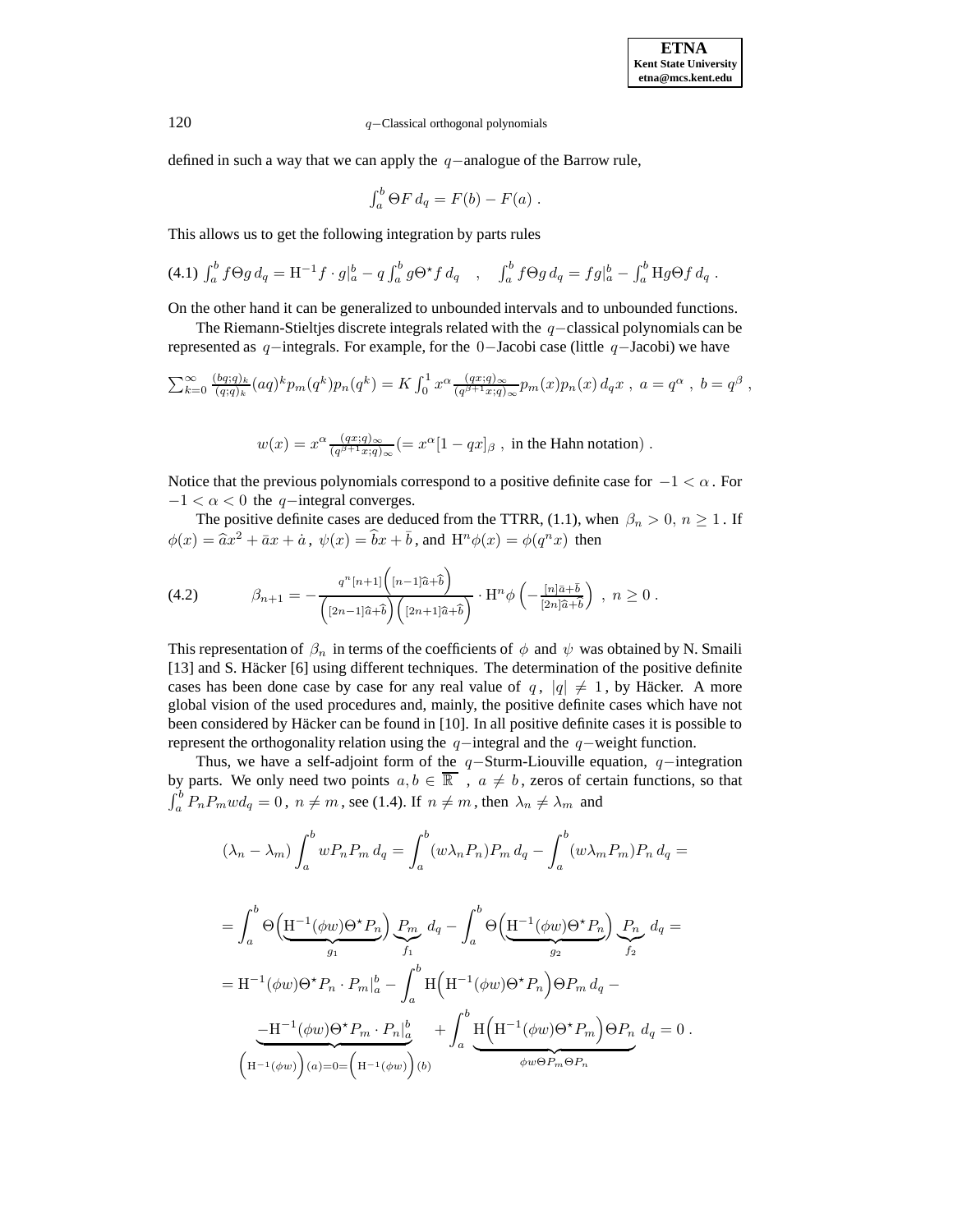defined in such a way that we can apply the $q-$analogue of the Barrow rule,

$$\int_a^b \Theta F \, d_q = F(b) - F(a) \ .$$

This allows us to get the following integration by parts rules

$$\text{(4.1)} \quad \int_a^b f\Theta g \, d_q = \mathrm{H}^{-1} f \cdot g|_a^b - q\int_a^b g\Theta^\star f \, d_q \quad , \quad \int_a^b f\Theta g \, d_q = fg|_a^b - \int_a^b \mathrm{H} g\Theta f \, d_q \ .$$

On the other hand it can be generalized to unbounded intervals and to unbounded functions.

The Riemann-Stieltjes discrete integrals related with the $q-$classical polynomials can be represented as $q-$integrals. For example, for the $0-$Jacobi case (little $q-$Jacobi) we have

$$\sum_{k=0}^{\infty} \frac{(bq;q)_k}{(q;q)_k}(aq)^k p_m(q^k)p_n(q^k) = K\int_0^1 x^\alpha \frac{(qx;q)_\infty}{(q^{\beta+1}x;q)_\infty} p_m(x)p_n(x) \, d_qx \ , \ a = q^\alpha \ , \ b = q^\beta \ ,$$

$$w(x) = x^\alpha \frac{(qx;q)_\infty}{(q^{\beta+1}x;q)_\infty} (= x^\alpha [1-qx]_\beta \ , \text{ in the Hahn notation}) \ .$$

Notice that the previous polynomials correspond to a positive definite case for $-1 < \alpha$. For $-1 < \alpha < 0$ the $q-$integral converges.

The positive definite cases are deduced from the TTRR, (1.1), when $\beta_n > 0, \ n \geq 1$. If $\phi(x) = \widehat{a}x^2 + \bar{a}x + \dot{a}$, $\psi(x) = \widehat{b}x + \bar{b}$, and $\mathrm{H}^n\phi(x) = \phi(q^n x)$ then

$$\text{(4.2)} \qquad \beta_{n+1} = -\frac{q^n[n+1]\Big([n-1]\widehat{a}+\widehat{b}\Big)}{\Big([2n-1]\widehat{a}+\widehat{b}\Big)\Big([2n+1]\widehat{a}+\widehat{b}\Big)} \cdot \mathrm{H}^n\phi\left(-\frac{[n]\bar{a}+\bar{b}}{[2n]\widehat{a}+\widehat{b}}\right) \ , \ n \geq 0 \ .$$

This representation of $\beta_n$ in terms of the coefficients of $\phi$ and $\psi$ was obtained by N. Smaili [13] and S. Häcker [6] using different techniques. The determination of the positive definite cases has been done case by case for any real value of $q$, $|q| \neq 1$, by Häcker. A more global vision of the used procedures and, mainly, the positive definite cases which have not been considered by Häcker can be found in [10]. In all positive definite cases it is possible to represent the orthogonality relation using the $q-$integral and the $q-$weight function.

Thus, we have a self-adjoint form of the the $q-$Sturm-Liouville equation, $q-$integration by parts. We only need two points $a, b \in \overline{\mathbb{R}}$, $a \neq b$, zeros of certain functions, so that $\int_a^b P_n P_m w d_q = 0$, $n \neq m$, see (1.4). If $n \neq m$, then $\lambda_n \neq \lambda_m$ and

$$(\lambda_n - \lambda_m)\int_a^b wP_nP_m \, d_q = \int_a^b (w\lambda_n P_n)P_m \, d_q - \int_a^b (w\lambda_m P_m)P_n \, d_q =$$

$$= \int_a^b \Theta\Big(\underbrace{\mathrm{H}^{-1}(\phi w)\Theta^\star P_n}_{g_1}\Big) \underbrace{P_m}_{f_1} \, d_q - \int_a^b \Theta\Big(\underbrace{\mathrm{H}^{-1}(\phi w)\Theta^\star P_n}_{g_2}\Big) \underbrace{P_n}_{f_2} \, d_q =$$

$$= \mathrm{H}^{-1}(\phi w)\Theta^\star P_n \cdot P_m|_a^b - \int_a^b \mathrm{H}\Big(\mathrm{H}^{-1}(\phi w)\Theta^\star P_n\Big)\Theta P_m \, d_q -$$

$$\underbrace{-\mathrm{H}^{-1}(\phi w)\Theta^\star P_m \cdot P_n|_a^b}_{\Big(\mathrm{H}^{-1}(\phi w)\Big)(a)=0=\Big(\mathrm{H}^{-1}(\phi w)\Big)(b)} + \int_a^b \underbrace{\mathrm{H}\Big(\mathrm{H}^{-1}(\phi w)\Theta^\star P_m\Big)\Theta P_n}_{\phi w \Theta P_m \Theta P_n} \, d_q = 0 \ .$$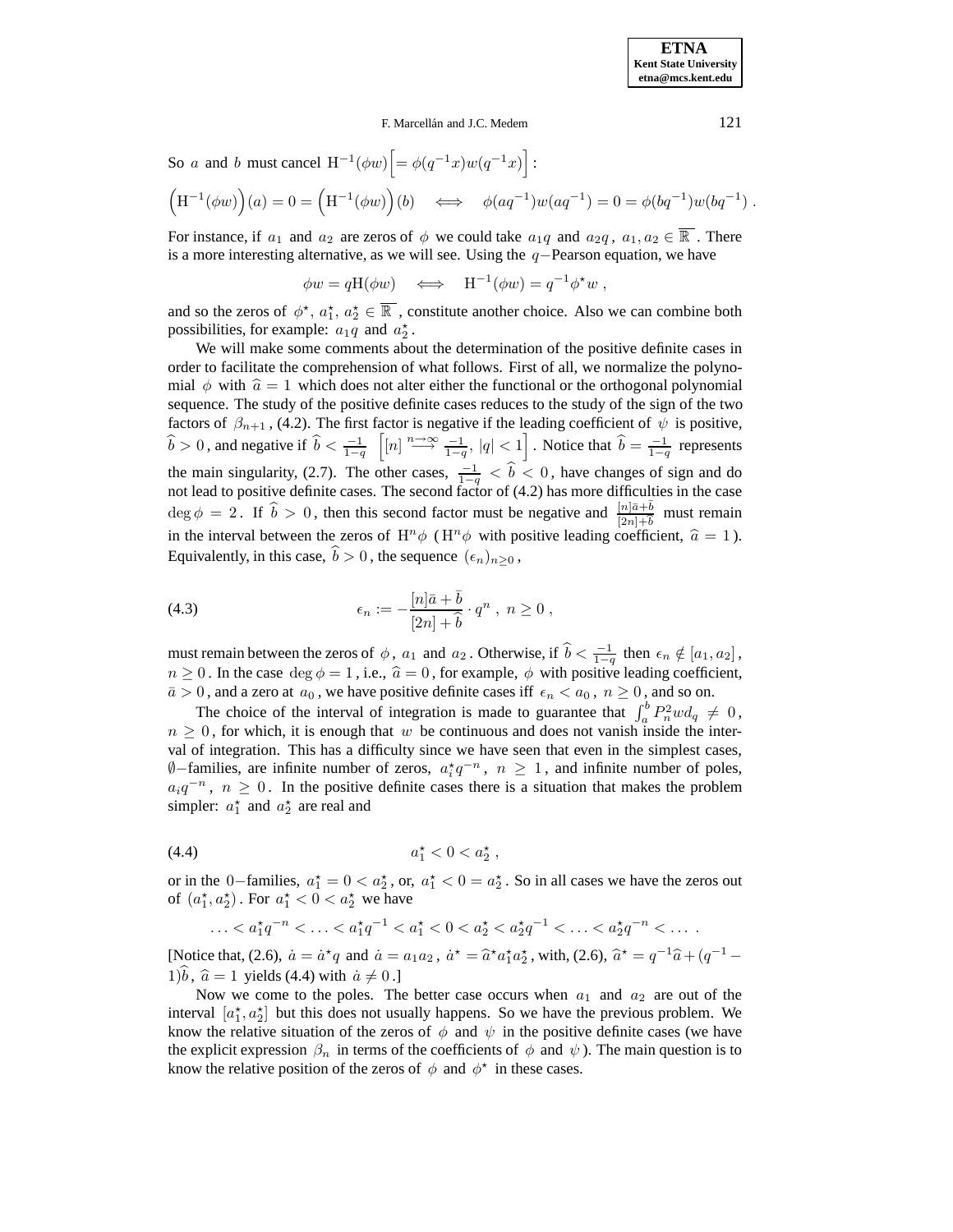So $a$ and $b$ must cancel $\mathrm{H}^{-1}(\phi w)\Big[= \phi(q^{-1}x)w(q^{-1}x)\Big]$ :

$$\Big(\mathrm{H}^{-1}(\phi w)\Big)(a) = 0 = \Big(\mathrm{H}^{-1}(\phi w)\Big)(b) \quad \Longleftrightarrow \quad \phi(aq^{-1})w(aq^{-1}) = 0 = \phi(bq^{-1})w(bq^{-1}) \; .$$

For instance, if $a_1$ and $a_2$ are zeros of $\phi$ we could take $a_1 q$ and $a_2 q$ , $a_1, a_2 \in \overline{\mathbb{R}}$ . There is a more interesting alternative, as we will see. Using the $q-$Pearson equation, we have

$$\phi w = q\mathrm{H}(\phi w) \quad \Longleftrightarrow \quad \mathrm{H}^{-1}(\phi w) = q^{-1}\phi^\star w \; ,$$

and so the zeros of $\phi^\star$, $a_1^\star, a_2^\star \in \overline{\mathbb{R}}$ , constitute another choice. Also we can combine both possibilities, for example: $a_1 q$ and $a_2^\star$ .

We will make some comments about the determination of the positive definite cases in order to facilitate the comprehension of what follows. First of all, we normalize the polynomial $\phi$ with $\widehat{a} = 1$ which does not alter either the functional or the orthogonal polynomial sequence. The study of the positive definite cases reduces to the study of the sign of the two factors of $\beta_{n+1}$ , (4.2). The first factor is negative if the leading coefficient of $\psi$ is positive, $\widehat{b} > 0$ , and negative if $\widehat{b} < \frac{-1}{1-q}$ $\Big[[n] \overset{n\to\infty}{\longrightarrow} \frac{-1}{1-q},\ |q| < 1\Big]$ . Notice that $\widehat{b} = \frac{-1}{1-q}$ represents the main singularity, (2.7). The other cases, $\frac{-1}{1-q} < \widehat{b} < 0$ , have changes of sign and do not lead to positive definite cases. The second factor of (4.2) has more difficulties in the case $\deg\phi = 2$ . If $\widehat{b} > 0$ , then this second factor must be negative and $\frac{[n]\bar{a}+\bar{b}}{[2n]+\widehat{b}}$ must remain in the interval between the zeros of $\mathrm{H}^n\phi$ ($\mathrm{H}^n\phi$ with positive leading coefficient, $\widehat{a} = 1$). Equivalently, in this case, $\widehat{b} > 0$ , the sequence $(\epsilon_n)_{n\geq 0}$ ,

$$\epsilon_n := -\frac{[n]\bar{a}+\bar{b}}{[2n]+\widehat{b}} \cdot q^n \; , \; n \geq 0 \; , \tag{4.3}$$

must remain between the zeros of $\phi$ , $a_1$ and $a_2$ . Otherwise, if $\widehat{b} < \frac{-1}{1-q}$ then $\epsilon_n \notin [a_1, a_2]$ , $n \geq 0$ . In the case $\deg\phi = 1$ , i.e., $\widehat{a} = 0$ , for example, $\phi$ with positive leading coefficient, $\bar{a} > 0$ , and a zero at $a_0$ , we have positive definite cases iff $\epsilon_n < a_0$ , $n \geq 0$ , and so on.

The choice of the interval of integration is made to guarantee that $\int_a^b P_n^2 w d_q \neq 0$ , $n \geq 0$ , for which, it is enough that $w$ be continuous and does not vanish inside the interval of integration. This has a difficulty since we have seen that even in the simplest cases, $\emptyset-$families, are infinite number of zeros, $a_i^\star q^{-n}$ , $n \geq 1$ , and infinite number of poles, $a_i q^{-n}$ , $n \geq 0$ . In the positive definite cases there is a situation that makes the problem simpler: $a_1^\star$ and $a_2^\star$ are real and

$$a_1^\star < 0 < a_2^\star \; , \tag{4.4}$$

or in the $0-$families, $a_1^\star = 0 < a_2^\star$ , or, $a_1^\star < 0 = a_2^\star$ . So in all cases we have the zeros out of $(a_1^\star, a_2^\star)$ . For $a_1^\star < 0 < a_2^\star$ we have

$$\ldots < a_1^\star q^{-n} < \ldots < a_1^\star q^{-1} < a_1^\star < 0 < a_2^\star < a_2^\star q^{-1} < \ldots < a_2^\star q^{-n} < \ldots \; .$$

[Notice that, (2.6), $\dot{a} = \dot{a}^\star q$ and $\dot{a} = a_1 a_2$ , $\dot{a}^\star = \widehat{a}^\star a_1^\star a_2^\star$ , with, (2.6), $\widehat{a}^\star = q^{-1}\widehat{a} + (q^{-1} - 1)\widehat{b}$ , $\widehat{a} = 1$ yields (4.4) with $\dot{a} \neq 0$ .]

Now we come to the poles. The better case occurs when $a_1$ and $a_2$ are out of the interval $[a_1^\star, a_2^\star]$ but this does not usually happens. So we have the previous problem. We know the relative situation of the zeros of $\phi$ and $\psi$ in the positive definite cases (we have the explicit expression $\beta_n$ in terms of the coefficients of $\phi$ and $\psi$). The main question is to know the relative position of the zeros of $\phi$ and $\phi^\star$ in these cases.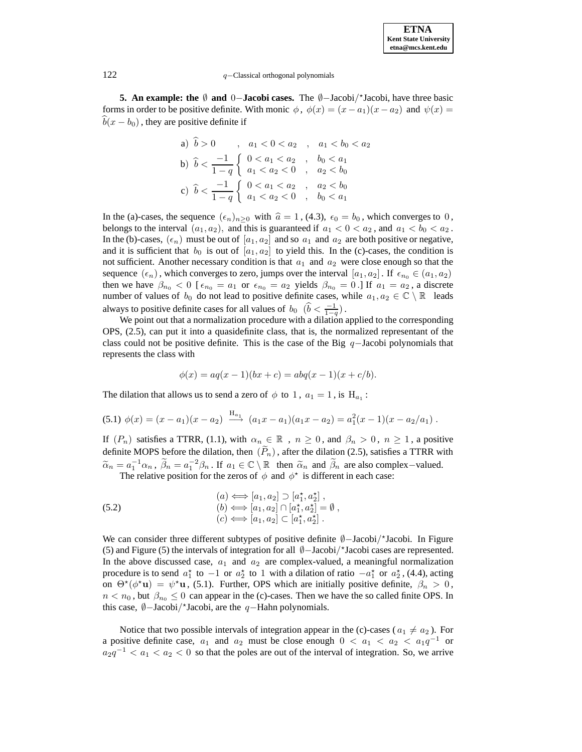**5. An example: the $\emptyset$ and $0-$Jacobi cases.** The $\emptyset-$Jacobi/$^\star$Jacobi, have three basic forms in order to be positive definite. With monic $\phi$, $\phi(x) = (x-a_1)(x-a_2)$ and $\psi(x) = \widehat{b}(x-b_0)$, they are positive definite if

$$
\begin{aligned}
&\text{a)}\ \widehat{b} > 0 \quad , \quad a_1 < 0 < a_2 \quad , \quad a_1 < b_0 < a_2 \\
&\text{b)}\ \widehat{b} < \frac{-1}{1-q} \left\{ \begin{array}{lll} 0 < a_1 < a_2 & , & b_0 < a_1 \\ a_1 < a_2 < 0 & , & a_2 < b_0 \end{array} \right. \\
&\text{c)}\ \widehat{b} < \frac{-1}{1-q} \left\{ \begin{array}{lll} 0 < a_1 < a_2 & , & a_2 < b_0 \\ a_1 < a_2 < 0 & , & b_0 < a_1 \end{array} \right.
\end{aligned}
$$

In the (a)-cases, the sequence $(\epsilon_n)_{n\geq 0}$ with $\widehat{a} = 1$, (4.3), $\epsilon_0 = b_0$, which converges to $0$, belongs to the interval $(a_1, a_2)$, and this is guaranteed if $a_1 < 0 < a_2$, and $a_1 < b_0 < a_2$. In the (b)-cases, $(\epsilon_n)$ must be out of $[a_1, a_2]$ and so $a_1$ and $a_2$ are both positive or negative, and it is sufficient that $b_0$ is out of $[a_1, a_2]$ to yield this. In the (c)-cases, the condition is not sufficient. Another necessary condition is that $a_1$ and $a_2$ were close enough so that the sequence $(\epsilon_n)$, which converges to zero, jumps over the interval $[a_1, a_2]$. If $\epsilon_{n_0} \in (a_1, a_2)$ then we have $\beta_{n_0} < 0$ [ $\epsilon_{n_0} = a_1$ or $\epsilon_{n_0} = a_2$ yields $\beta_{n_0} = 0$ .] If $a_1 = a_2$, a discrete number of values of $b_0$ do not lead to positive definite cases, while $a_1, a_2 \in \mathbb{C} \setminus \mathbb{R}$ leads always to positive definite cases for all values of $b_0$ $(\widehat{b} < \frac{-1}{1-q})$.

We point out that a normalization procedure with a dilation applied to the corresponding OPS, (2.5), can put it into a quasidefinite class, that is, the normalized representant of the class could not be positive definite. This is the case of the Big $q-$Jacobi polynomials that represents the class with

$$
\phi(x) = aq(x-1)(bx+c) = abq(x-1)(x+c/b).
$$

The dilation that allows us to send a zero of $\phi$ to $1$, $a_1 = 1$, is $\mathrm{H}_{a_1}$:

$$
\phi(x) = (x-a_1)(x-a_2) \ \stackrel{\mathrm{H}_{a_1}}{\longrightarrow}\ (a_1 x - a_1)(a_1 x - a_2) = a_1^2 (x-1)(x - a_2/a_1)\,. \tag{5.1}
$$

If $(P_n)$ satisfies a TTRR, (1.1), with $\alpha_n \in \mathbb{R}$ , $n \geq 0$, and $\beta_n > 0$, $n \geq 1$, a positive definite MOPS before the dilation, then $(\widetilde{P}_n)$, after the dilation (2.5), satisfies a TTRR with $\widetilde{\alpha}_n = a_1^{-1}\alpha_n$, $\widetilde{\beta}_n = a_1^{-2}\beta_n$. If $a_1 \in \mathbb{C} \setminus \mathbb{R}$ then $\widetilde{\alpha}_n$ and $\widetilde{\beta}_n$ are also complex$-$valued.

The relative position for the zeros of $\phi$ and $\phi^\star$ is different in each case:

$$
\begin{aligned}
&(a) \Longleftrightarrow [a_1, a_2] \supset [a_1^\star, a_2^\star]\,, \\
&(b) \Longleftrightarrow [a_1, a_2] \cap [a_1^\star, a_2^\star] = \emptyset\,, \\
&(c) \Longleftrightarrow [a_1, a_2] \subset [a_1^\star, a_2^\star]\,.
\end{aligned} \tag{5.2}
$$

We can consider three different subtypes of positive definite $\emptyset-$Jacobi/$^\star$Jacobi. In Figure (5) and Figure (5) the intervals of integration for all $\emptyset-$Jacobi/$^\star$Jacobi cases are represented. In the above discussed case, $a_1$ and $a_2$ are complex-valued, a meaningful normalization procedure is to send $a_1^\star$ to $-1$ or $a_2^\star$ to $1$ with a dilation of ratio $-a_1^\star$ or $a_2^\star$, (4.4), acting on $\Theta^\star(\phi^\star \mathbf{u}) = \psi^\star \mathbf{u}$, (5.1). Further, OPS which are initially positive definite, $\beta_n > 0$, $n < n_0$, but $\beta_{n_0} \leq 0$ can appear in the (c)-cases. Then we have the so called finite OPS. In this case, $\emptyset-$Jacobi/$^\star$Jacobi, are the $q-$Hahn polynomials.

Notice that two possible intervals of integration appear in the (c)-cases ( $a_1 \neq a_2$ ). For a positive definite case, $a_1$ and $a_2$ must be close enough $0 < a_1 < a_2 < a_1 q^{-1}$ or $a_2 q^{-1} < a_1 < a_2 < 0$ so that the poles are out of the interval of integration. So, we arrive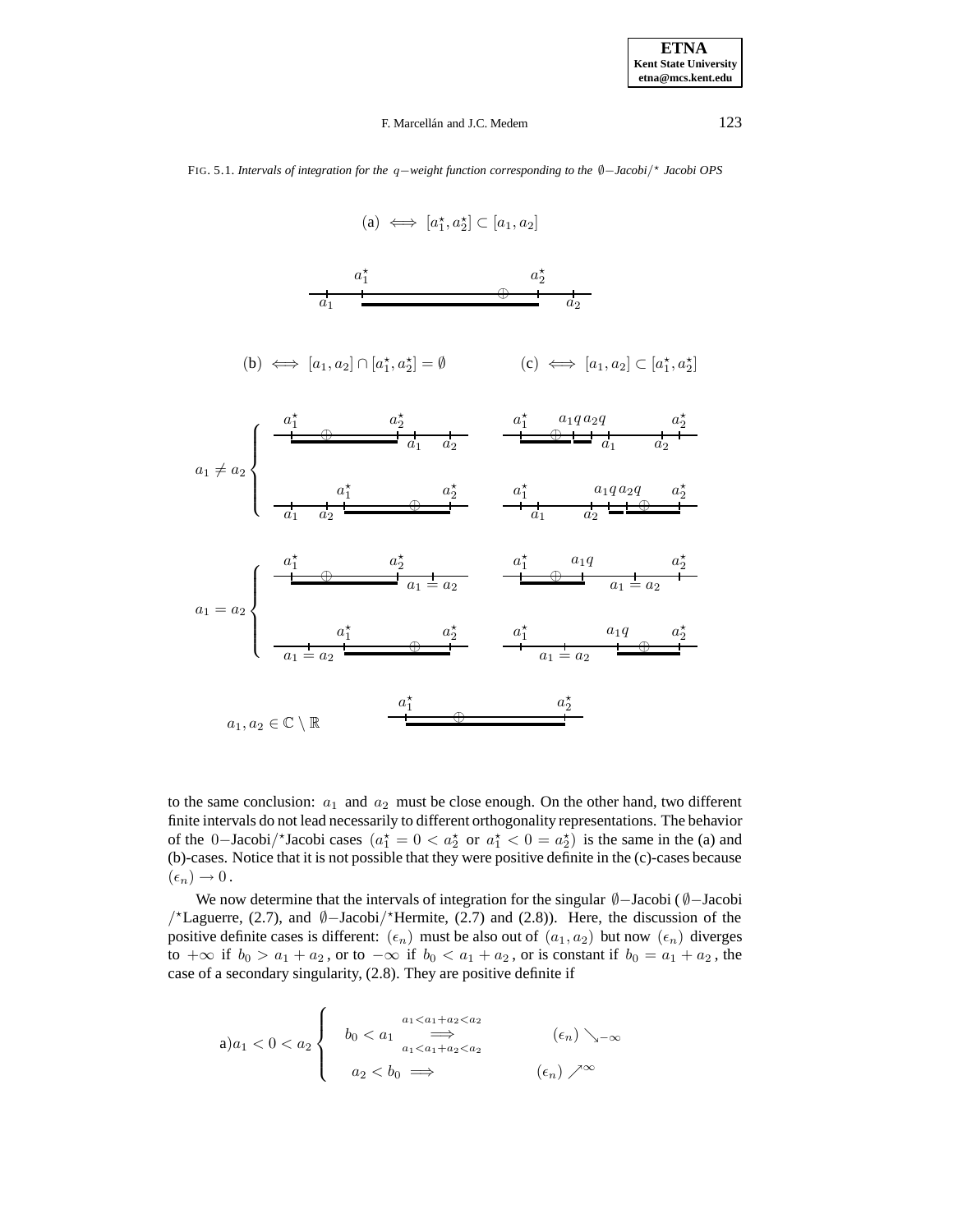FIG. 5.1. *Intervals of integration for the $q-$weight function corresponding to the $\emptyset-$Jacobi/$^\star$ Jacobi OPS*

(a) $\iff [a_1^\star, a_2^\star] \subset [a_1, a_2]$

(b) $\iff [a_1, a_2] \cap [a_1^\star, a_2^\star] = \emptyset$

(c) $\iff [a_1, a_2] \subset [a_1^\star, a_2^\star]$

$a_1 \neq a_2$

$a_1 = a_2$

$a_1, a_2 \in \mathbb{C} \setminus \mathbb{R}$

$a_1^\star$ $a_2^\star$ $a_1$ $a_2$ $a_1 q$ $a_2 q$ $a_1 = a_2$ $\oplus$

to the same conclusion: $a_1$ and $a_2$ must be close enough. On the other hand, two different finite intervals do not lead necessarily to different orthogonality representations. The behavior of the $0-$Jacobi/$^\star$Jacobi cases ($a_1^\star = 0 < a_2^\star$ or $a_1^\star < 0 = a_2^\star$) is the same in the (a) and (b)-cases. Notice that it is not possible that they were positive definite in the (c)-cases because $(\epsilon_n) \to 0$.

We now determine that the intervals of integration for the singular $\emptyset-$Jacobi ($\emptyset-$Jacobi /$^\star$Laguerre, (2.7), and $\emptyset-$Jacobi/$^\star$Hermite, (2.7) and (2.8)). Here, the discussion of the positive definite cases is different: $(\epsilon_n)$ must be also out of $(a_1, a_2)$ but now $(\epsilon_n)$ diverges to $+\infty$ if $b_0 > a_1 + a_2$, or to $-\infty$ if $b_0 < a_1 + a_2$, or is constant if $b_0 = a_1 + a_2$, the case of a secondary singularity, (2.8). They are positive definite if

$$
\text{a)} a_1 < 0 < a_2 \begin{cases} b_0 < a_1 \overset{a_1 < a_1 + a_2 < a_2}{\underset{a_1 < a_1 + a_2 < a_2}{\Longrightarrow}} & (\epsilon_n) \searrow_{-\infty} \\ a_2 < b_0 \Longrightarrow & (\epsilon_n) \nearrow^{\infty} \end{cases}
$$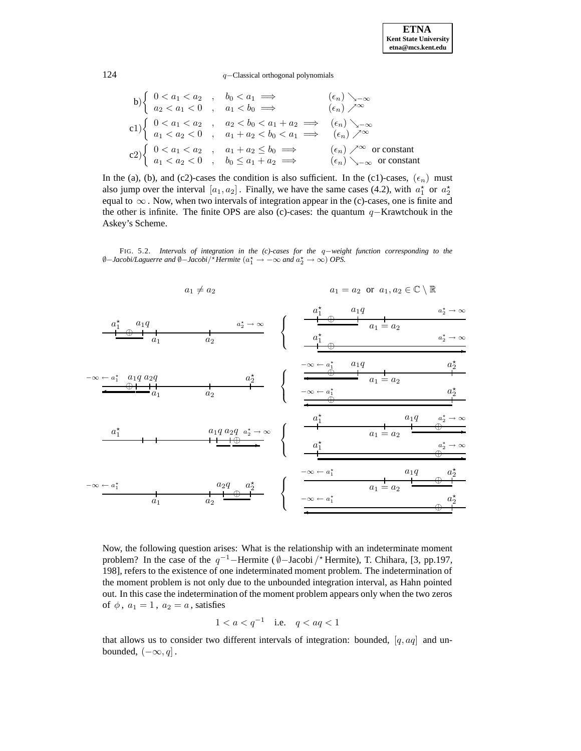$$
\text{b)}\begin{cases} 0 < a_1 < a_2 \quad , \quad b_0 < a_1 \implies & (\epsilon_n) \searrow_{-\infty} \\ a_2 < a_1 < 0 \quad , \quad a_1 < b_0 \implies & (\epsilon_n) \nearrow^{\infty} \end{cases}
$$

$$
\text{c1)}\begin{cases} 0 < a_1 < a_2 \quad , \quad a_2 < b_0 < a_1 + a_2 \implies & (\epsilon_n) \searrow_{-\infty} \\ a_1 < a_2 < 0 \quad , \quad a_1 + a_2 < b_0 < a_1 \implies & (\epsilon_n) \nearrow^{\infty} \end{cases}
$$

$$
\text{c2)}\begin{cases} 0 < a_1 < a_2 \quad , \quad a_1 + a_2 \leq b_0 \implies & (\epsilon_n) \nearrow^{\infty} \text{ or constant} \\ a_1 < a_2 < 0 \quad , \quad b_0 \leq a_1 + a_2 \implies & (\epsilon_n) \searrow_{-\infty} \text{ or constant} \end{cases}
$$

In the (a), (b), and (c2)-cases the condition is also sufficient. In the (c1)-cases, $(\epsilon_n)$ must also jump over the interval $[a_1, a_2]$. Finally, we have the same cases (4.2), with $a_1^\star$ or $a_2^\star$ equal to $\infty$. Now, when two intervals of integration appear in the (c)-cases, one is finite and the other is infinite. The finite OPS are also (c)-cases: the quantum $q-$Krawtchouk in the Askey's Scheme.

FIG. 5.2. *Intervals of integration in the (c)-cases for the $q-$weight function corresponding to the $\emptyset-$Jacobi/Laguerre and $\emptyset-$Jacobi/$^\star$Hermite ($a_1^\star \to -\infty$ and $a_2^\star \to \infty$) OPS.*

$a_1 \neq a_2$

$a_1 = a_2$ or $a_1, a_2 \in \mathbb{C} \setminus \mathbb{R}$

Now, the following question arises: What is the relationship with an indeterminate moment problem? In the case of the $q^{-1}-$Hermite ($\emptyset-$Jacobi /$^\star$Hermite), T. Chihara, [3, pp.197, 198], refers to the existence of one indeterminated moment problem. The indetermination of the moment problem is not only due to the unbounded integration interval, as Hahn pointed out. In this case the indetermination of the moment problem appears only when the two zeros of $\phi$, $a_1 = 1$, $a_2 = a$, satisfies

$$
1 < a < q^{-1} \quad \text{i.e.} \quad q < aq < 1
$$

that allows us to consider two different intervals of integration: bounded, $[q, aq]$ and unbounded, $(-\infty, q]$.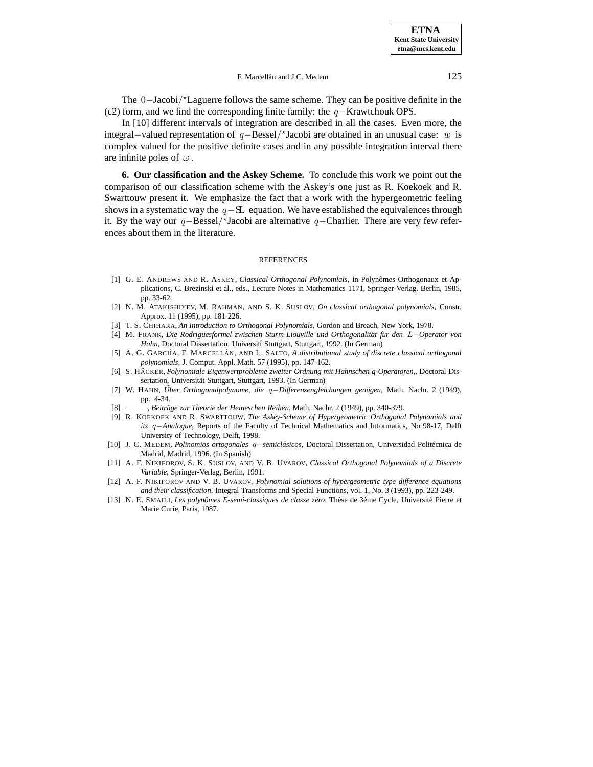The $0-$Jacobi/$^\star$Laguerre follows the same scheme. They can be positive definite in the (c2) form, and we find the corresponding finite family: the $q-$Krawtchouk OPS.

In [10] different intervals of integration are described in all the cases. Even more, the integral$-$valued representation of $q-$Bessel/$^\star$Jacobi are obtained in an unusual case: $w$ is complex valued for the positive definite cases and in any possible integration interval there are infinite poles of $\omega$.

**6. Our classification and the Askey Scheme.** To conclude this work we point out the comparison of our classification scheme with the Askey's one just as R. Koekoek and R. Swarttouw present it. We emphasize the fact that a work with the hypergeometric feeling shows in a systematic way the $q-\mathbb{SL}$ equation. We have established the equivalences through it. By the way our $q-$Bessel/$^\star$Jacobi are alternative $q-$Charlier. There are very few references about them in the literature.

## REFERENCES

[1] G. E. Andrews and R. Askey, *Classical Orthogonal Polynomials*, in Polynômes Orthogonaux et Applications, C. Brezinski et al., eds., Lecture Notes in Mathematics 1171, Springer-Verlag. Berlin, 1985, pp. 33-62.

[2] N. M. Atakishiyev, M. Rahman, and S. K. Suslov, *On classical orthogonal polynomials*, Constr. Approx. 11 (1995), pp. 181-226.

[3] T. S. Chihara, *An Introduction to Orthogonal Polynomials*, Gordon and Breach, New York, 1978.

[4] M. Frank, *Die Rodriguesformel zwischen Sturm-Liouville und Orthogonalität für den $L-$Operator von Hahn*, Doctoral Dissertation, Universitẗ Stuttgart, Stuttgart, 1992. (In German)

[5] A. G. Garciía, F. Marcellán, and L. Salto, *A distributional study of discrete classical orthogonal polynomials*, J. Comput. Appl. Math. 57 (1995), pp. 147-162.

[6] S. Häcker, *Polynomiale Eigenwertprobleme zweiter Ordnung mit Hahnschen q-Operatoren,*. Doctoral Dissertation, Universität Stuttgart, Stuttgart, 1993. (In German)

[7] W. Hahn, *Über Orthogonalpolynome, die $q-$Differenzengleichungen genügen*, Math. Nachr. 2 (1949), pp. 4-34.

[8] ———, *Beiträge zur Theorie der Heineschen Reihen*, Math. Nachr. 2 (1949), pp. 340-379.

[9] R. Koekoek and R. Swarttouw, *The Askey-Scheme of Hypergeometric Orthogonal Polynomials and its $q-$Analogue*, Reports of the Faculty of Technical Mathematics and Informatics, No 98-17, Delft University of Technology, Delft, 1998.

[10] J. C. Medem, *Polinomios ortogonales $q-$semiclásicos*, Doctoral Dissertation, Universidad Politécnica de Madrid, Madrid, 1996. (In Spanish)

[11] A. F. Nikiforov, S. K. Suslov, and V. B. Uvarov, *Classical Orthogonal Polynomials of a Discrete Variable*, Springer-Verlag, Berlin, 1991.

[12] A. F. Nikiforov and V. B. Uvarov, *Polynomial solutions of hypergeometric type difference equations and their classification*, Integral Transforms and Special Functions, vol. 1, No. 3 (1993), pp. 223-249.

[13] N. E. Smaili, *Les polynômes E-semi-classiques de classe zéro*, Thèse de 3ème Cycle, Université Pierre et Marie Curie, Paris, 1987.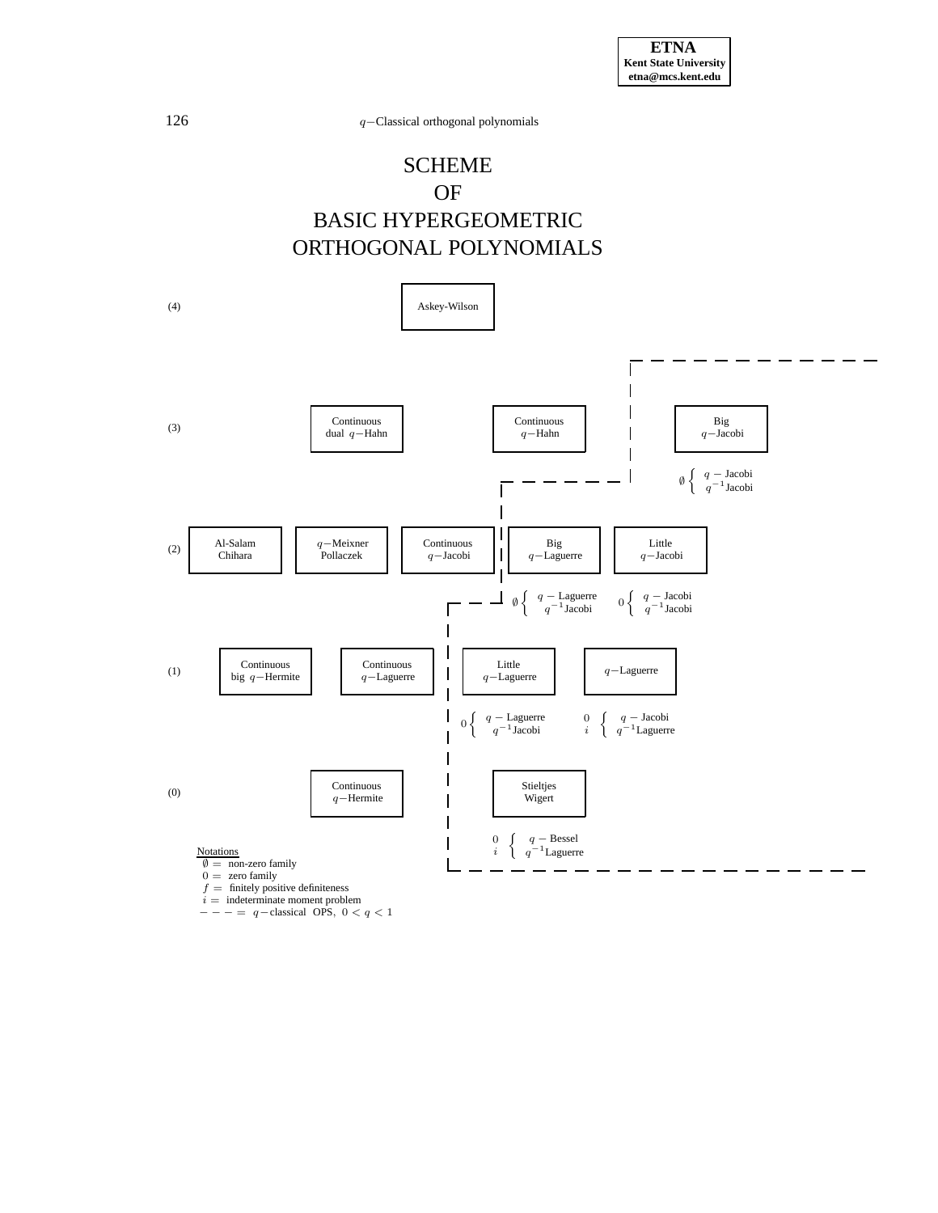# SCHEME
# OF
# BASIC HYPERGEOMETRIC
# ORTHOGONAL POLYNOMIALS

(4)

Askey-Wilson

(3)

Continuous dual $q-$Hahn

Continuous $q-$Hahn

Big $q-$Jacobi

$\emptyset \left\{ \begin{array}{l} q-\text{Jacobi} \\ q^{-1}\text{Jacobi} \end{array} \right.$

(2)

Al-Salam Chihara

$q-$Meixner Pollaczek

Continuous $q-$Jacobi

Big $q-$Laguerre

Little $q-$Jacobi

$\emptyset \left\{ \begin{array}{l} q-\text{Laguerre} \\ q^{-1}\text{Jacobi} \end{array} \right.$

$0 \left\{ \begin{array}{l} q-\text{Jacobi} \\ q^{-1}\text{Jacobi} \end{array} \right.$

(1)

Continuous big $q-$Hermite

Continuous $q-$Laguerre

Little $q-$Laguerre

$q-$Laguerre

$0 \left\{ \begin{array}{l} q-\text{Laguerre} \\ q^{-1}\text{Jacobi} \end{array} \right.$

$\begin{array}{l} 0 \\ i \end{array} \left\{ \begin{array}{l} q-\text{Jacobi} \\ q^{-1}\text{Laguerre} \end{array} \right.$

(0)

Continuous $q-$Hermite

Stieltjes Wigert

$\begin{array}{l} 0 \\ i \end{array} \left\{ \begin{array}{l} q-\text{Bessel} \\ q^{-1}\text{Laguerre} \end{array} \right.$

Notations

- $\emptyset =$ non-zero family
- $0 =$ zero family
- $f =$ finitely positive definiteness
- $i =$ indeterminate moment problem
- $- - - = q-$classical OPS, $0 < q < 1$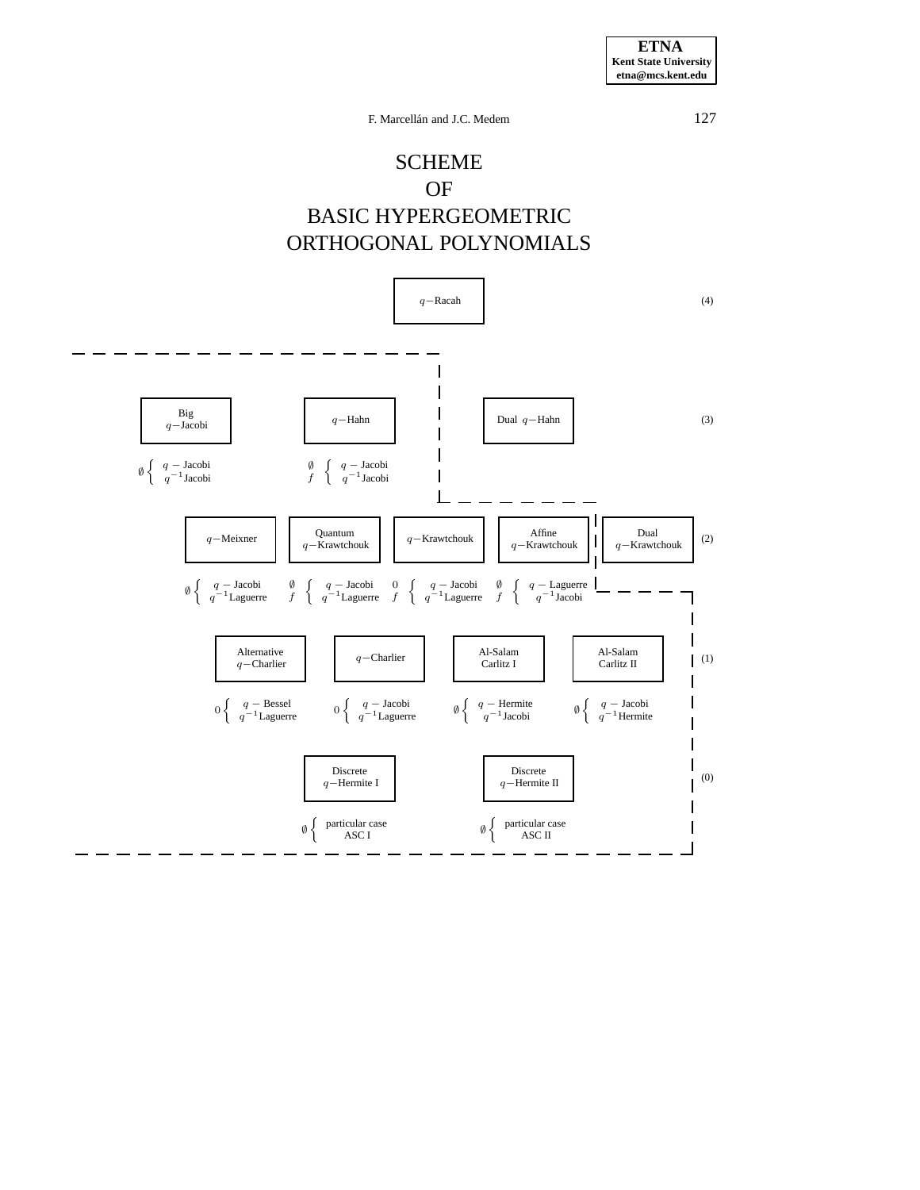# SCHEME
# OF
# BASIC HYPERGEOMETRIC
# ORTHOGONAL POLYNOMIALS

$q-$Racah (4)

Big $q-$Jacobi

$\emptyset \begin{cases} q - \text{Jacobi} \\ q^{-1}\text{Jacobi} \end{cases}$

$q-$Hahn

$\begin{matrix} \emptyset \\ f \end{matrix} \begin{cases} q - \text{Jacobi} \\ q^{-1}\text{Jacobi} \end{cases}$

Dual $q-$Hahn (3)

$q-$Meixner

$\emptyset \begin{cases} q - \text{Jacobi} \\ q^{-1}\text{Laguerre} \end{cases}$

Quantum $q-$Krawtchouk

$\begin{matrix} \emptyset \\ f \end{matrix} \begin{cases} q - \text{Jacobi} \\ q^{-1}\text{Laguerre} \end{cases}$

$q-$Krawtchouk

$\begin{matrix} 0 \\ f \end{matrix} \begin{cases} q - \text{Jacobi} \\ q^{-1}\text{Laguerre} \end{cases}$

Affine $q-$Krawtchouk

$\begin{matrix} \emptyset \\ f \end{matrix} \begin{cases} q - \text{Laguerre} \\ q^{-1}\text{Jacobi} \end{cases}$

Dual $q-$Krawtchouk (2)

Alternative $q-$Charlier

$0 \begin{cases} q - \text{Bessel} \\ q^{-1}\text{Laguerre} \end{cases}$

$q-$Charlier

$0 \begin{cases} q - \text{Jacobi} \\ q^{-1}\text{Laguerre} \end{cases}$

Al-Salam Carlitz I

$\emptyset \begin{cases} q - \text{Hermite} \\ q^{-1}\text{Jacobi} \end{cases}$

Al-Salam Carlitz II (1)

$\emptyset \begin{cases} q - \text{Jacobi} \\ q^{-1}\text{Hermite} \end{cases}$

Discrete $q-$Hermite I

$\emptyset \begin{cases} \text{particular case} \\ \text{ASC I} \end{cases}$

Discrete $q-$Hermite II (0)

$\emptyset \begin{cases} \text{particular case} \\ \text{ASC II} \end{cases}$